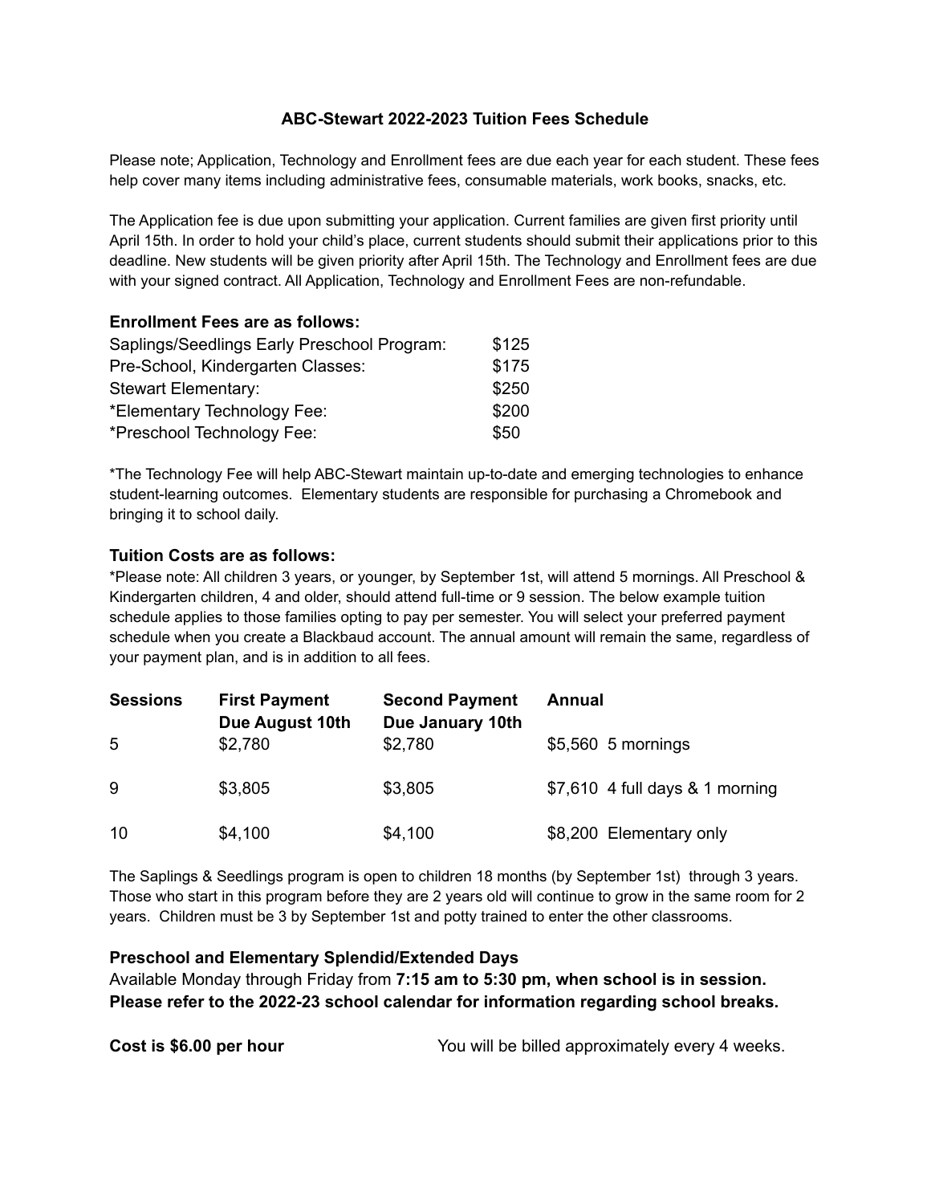# ABC-Stewart 2022-2023 Tuition Fees Schedule

Please note; Application, Technology and Enrollment fees are due each year for each student. These fees help cover many items including administrative fees, consumable materials, work books, snacks, etc.

The Application fee is due upon submitting your application. Current families are given first priority until April 15th. In order to hold your child's place, current students should submit their applications prior to this deadline. New students will be given priority after April 15th. The Technology and Enrollment fees are due with your signed contract. All Application, Technology and Enrollment Fees are non-refundable.

### Enrollment Fees are as follows:

| | |
|---|---|
| Saplings/Seedlings Early Preschool Program: | $125 |
| Pre-School, Kindergarten Classes: | $175 |
| Stewart Elementary: | $250 |
| *Elementary Technology Fee: | $200 |
| *Preschool Technology Fee: | $50 |

*The Technology Fee will help ABC-Stewart maintain up-to-date and emerging technologies to enhance student-learning outcomes. Elementary students are responsible for purchasing a Chromebook and bringing it to school daily.

### Tuition Costs are as follows:

*Please note: All children 3 years, or younger, by September 1st, will attend 5 mornings. All Preschool & Kindergarten children, 4 and older, should attend full-time or 9 session. The below example tuition schedule applies to those families opting to pay per semester. You will select your preferred payment schedule when you create a Blackbaud account. The annual amount will remain the same, regardless of your payment plan, and is in addition to all fees.

| Sessions | First Payment Due August 10th | Second Payment Due January 10th | Annual |
|---|---|---|---|
| 5 | $2,780 | $2,780 | $5,560 5 mornings |
| 9 | $3,805 | $3,805 | $7,610 4 full days & 1 morning |
| 10 | $4,100 | $4,100 | $8,200 Elementary only |

The Saplings & Seedlings program is open to children 18 months (by September 1st) through 3 years. Those who start in this program before they are 2 years old will continue to grow in the same room for 2 years. Children must be 3 by September 1st and potty trained to enter the other classrooms.

### Preschool and Elementary Splendid/Extended Days

Available Monday through Friday from **7:15 am to 5:30 pm, when school is in session. Please refer to the 2022-23 school calendar for information regarding school breaks.**

**Cost is $6.00 per hour** You will be billed approximately every 4 weeks.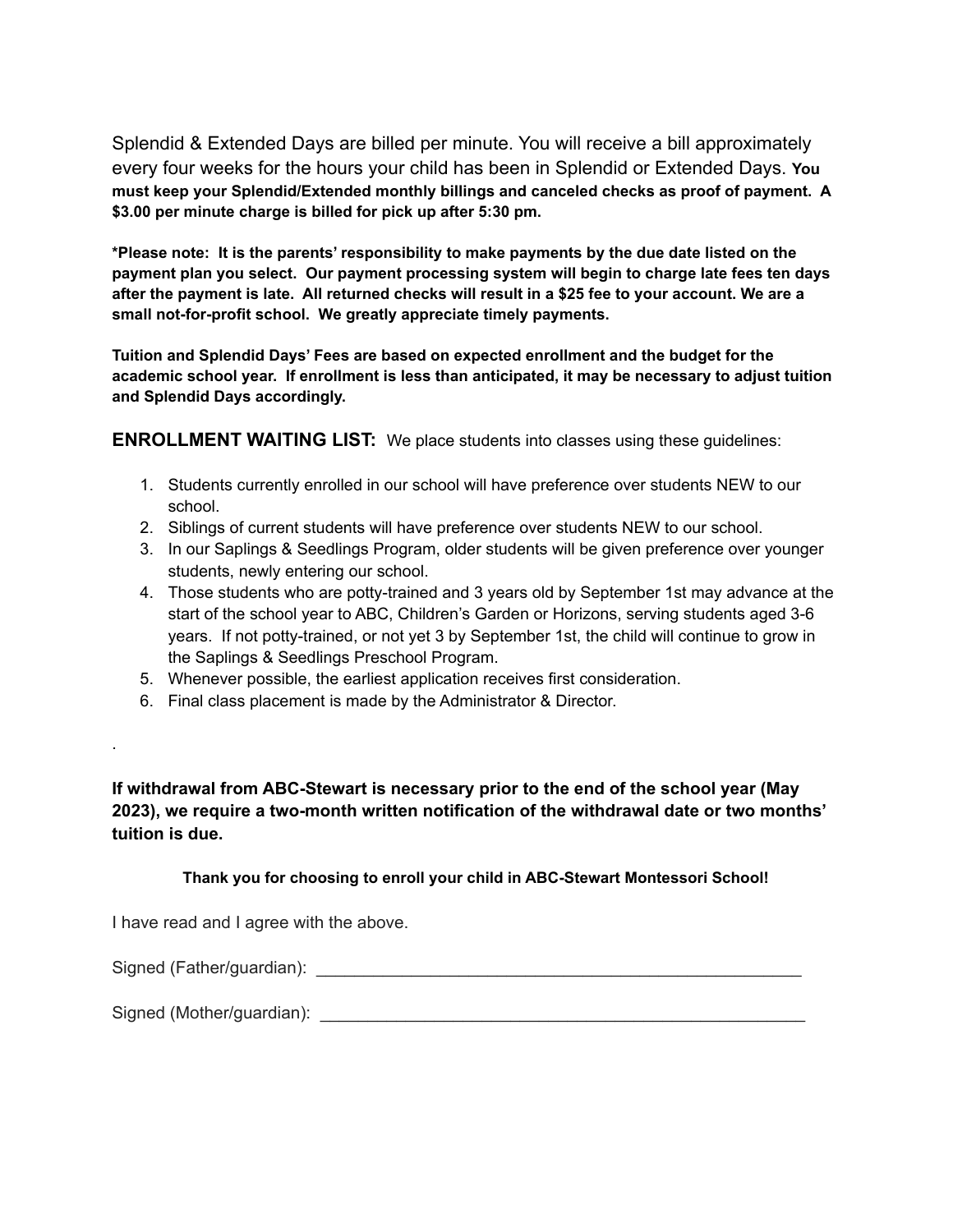Splendid & Extended Days are billed per minute. You will receive a bill approximately every four weeks for the hours your child has been in Splendid or Extended Days. **You must keep your Splendid/Extended monthly billings and canceled checks as proof of payment. A $3.00 per minute charge is billed for pick up after 5:30 pm.**

***Please note: It is the parents' responsibility to make payments by the due date listed on the payment plan you select. Our payment processing system will begin to charge late fees ten days after the payment is late. All returned checks will result in a $25 fee to your account. We are a small not-for-profit school. We greatly appreciate timely payments.**

**Tuition and Splendid Days' Fees are based on expected enrollment and the budget for the academic school year. If enrollment is less than anticipated, it may be necessary to adjust tuition and Splendid Days accordingly.**

**ENROLLMENT WAITING LIST:** We place students into classes using these guidelines:

1. Students currently enrolled in our school will have preference over students NEW to our school.
2. Siblings of current students will have preference over students NEW to our school.
3. In our Saplings & Seedlings Program, older students will be given preference over younger students, newly entering our school.
4. Those students who are potty-trained and 3 years old by September 1st may advance at the start of the school year to ABC, Children's Garden or Horizons, serving students aged 3-6 years. If not potty-trained, or not yet 3 by September 1st, the child will continue to grow in the Saplings & Seedlings Preschool Program.
5. Whenever possible, the earliest application receives first consideration.
6. Final class placement is made by the Administrator & Director.

.

**If withdrawal from ABC-Stewart is necessary prior to the end of the school year (May 2023), we require a two-month written notification of the withdrawal date or two months' tuition is due.**

**Thank you for choosing to enroll your child in ABC-Stewart Montessori School!**

I have read and I agree with the above.

Signed (Father/guardian): ______________________________________________________

Signed (Mother/guardian): ______________________________________________________